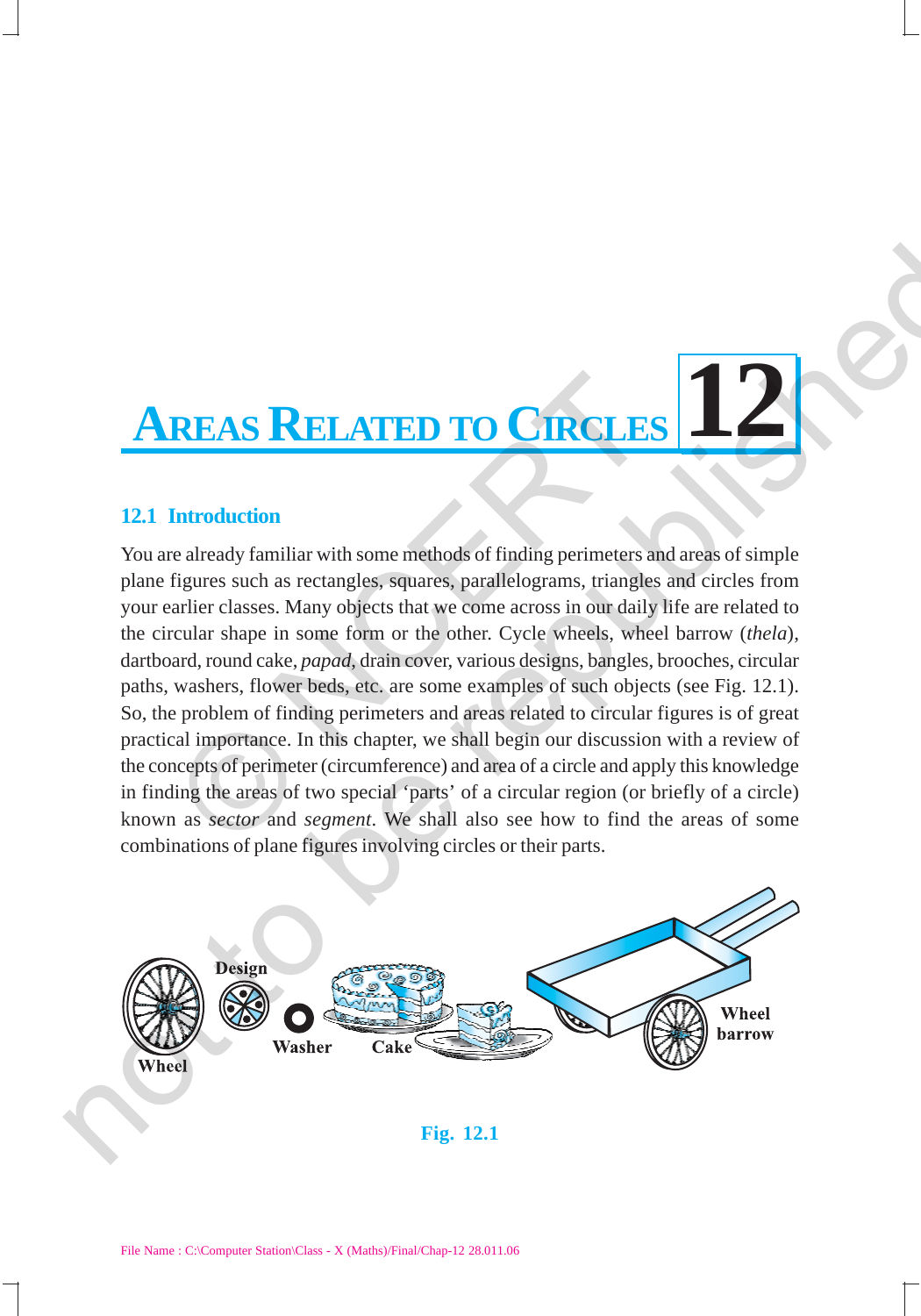# AREAS RELATED TO CIRCLES 12

## 12.1 Introduction

You are already familiar with some methods of finding perimeters and areas of simple plane figures such as rectangles, squares, parallelograms, triangles and circles from your earlier classes. Many objects that we come across in our daily life are related to the circular shape in some form or the other. Cycle wheels, wheel barrow (*thela*), dartboard, round cake, *papad*, drain cover, various designs, bangles, brooches, circular paths, washers, flower beds, etc. are some examples of such objects (see Fig. 12.1). So, the problem of finding perimeters and areas related to circular figures is of great practical importance. In this chapter, we shall begin our discussion with a review of the concepts of perimeter (circumference) and area of a circle and apply this knowledge in finding the areas of two special 'parts' of a circular region (or briefly of a circle) known as *sector* and *segment*. We shall also see how to find the areas of some combinations of plane figures involving circles or their parts.

Wheel Design Washer Cake Wheel barrow

Fig. 12.1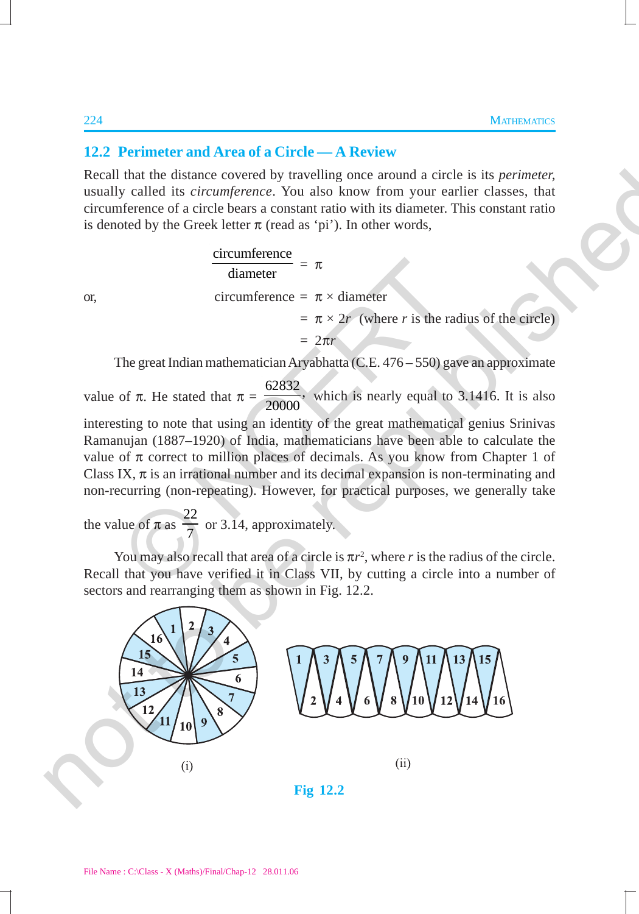## 12.2 Perimeter and Area of a Circle — A Review

Recall that the distance covered by travelling once around a circle is its *perimeter*, usually called its *circumference*. You also know from your earlier classes, that circumference of a circle bears a constant ratio with its diameter. This constant ratio is denoted by the Greek letter π (read as 'pi'). In other words,

$$\frac{\text{circumference}}{\text{diameter}} = \pi$$

or,

$$\begin{aligned} \text{circumference} &= \pi \times \text{diameter} \\ &= \pi \times 2r \quad (\text{where } r \text{ is the radius of the circle}) \\ &= 2\pi r \end{aligned}$$

The great Indian mathematician Aryabhatta (C.E. 476 – 550) gave an approximate value of π. He stated that $\pi = \frac{62832}{20000}$, which is nearly equal to 3.1416. It is also interesting to note that using an identity of the great mathematical genius Srinivas Ramanujan (1887–1920) of India, mathematicians have been able to calculate the value of π correct to million places of decimals. As you know from Chapter 1 of Class IX, π is an irrational number and its decimal expansion is non-terminating and non-recurring (non-repeating). However, for practical purposes, we generally take the value of π as $\frac{22}{7}$ or 3.14, approximately.

You may also recall that area of a circle is $\pi r^2$, where $r$ is the radius of the circle. Recall that you have verified it in Class VII, by cutting a circle into a number of sectors and rearranging them as shown in Fig. 12.2.

(i) (ii)

**Fig 12.2**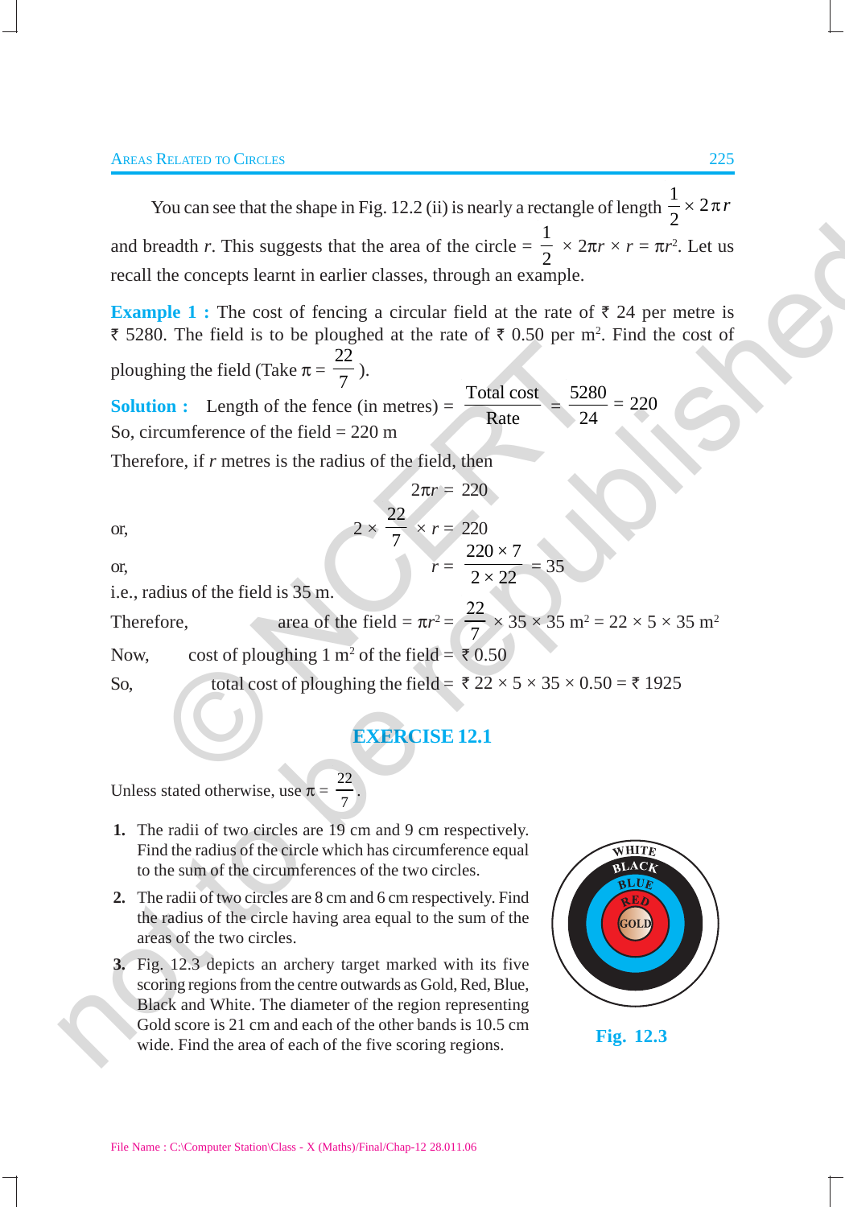You can see that the shape in Fig. 12.2 (ii) is nearly a rectangle of length $\frac{1}{2} \times 2\pi r$ and breadth $r$. This suggests that the area of the circle $= \frac{1}{2} \times 2\pi r \times r = \pi r^2$. Let us recall the concepts learnt in earlier classes, through an example.

**Example 1 :** The cost of fencing a circular field at the rate of ₹ 24 per metre is ₹ 5280. The field is to be ploughed at the rate of ₹ 0.50 per m². Find the cost of ploughing the field (Take $\pi = \frac{22}{7}$).

**Solution :** Length of the fence (in metres) $= \frac{\text{Total cost}}{\text{Rate}} = \frac{5280}{24} = 220$

So, circumference of the field = 220 m

Therefore, if $r$ metres is the radius of the field, then

$$2\pi r = 220$$

or,
$$2 \times \frac{22}{7} \times r = 220$$

or,
$$r = \frac{220 \times 7}{2 \times 22} = 35$$

i.e., radius of the field is 35 m.

Therefore, area of the field $= \pi r^2 = \frac{22}{7} \times 35 \times 35 \text{ m}^2 = 22 \times 5 \times 35 \text{ m}^2$

Now, cost of ploughing 1 m² of the field = ₹ 0.50

So, total cost of ploughing the field = ₹ 22 × 5 × 35 × 0.50 = ₹ 1925

## EXERCISE 12.1

Unless stated otherwise, use $\pi = \frac{22}{7}$.

1. The radii of two circles are 19 cm and 9 cm respectively. Find the radius of the circle which has circumference equal to the sum of the circumferences of the two circles.

2. The radii of two circles are 8 cm and 6 cm respectively. Find the radius of the circle having area equal to the sum of the areas of the two circles.

3. Fig. 12.3 depicts an archery target marked with its five scoring regions from the centre outwards as Gold, Red, Blue, Black and White. The diameter of the region representing Gold score is 21 cm and each of the other bands is 10.5 cm wide. Find the area of each of the five scoring regions.

Fig. 12.3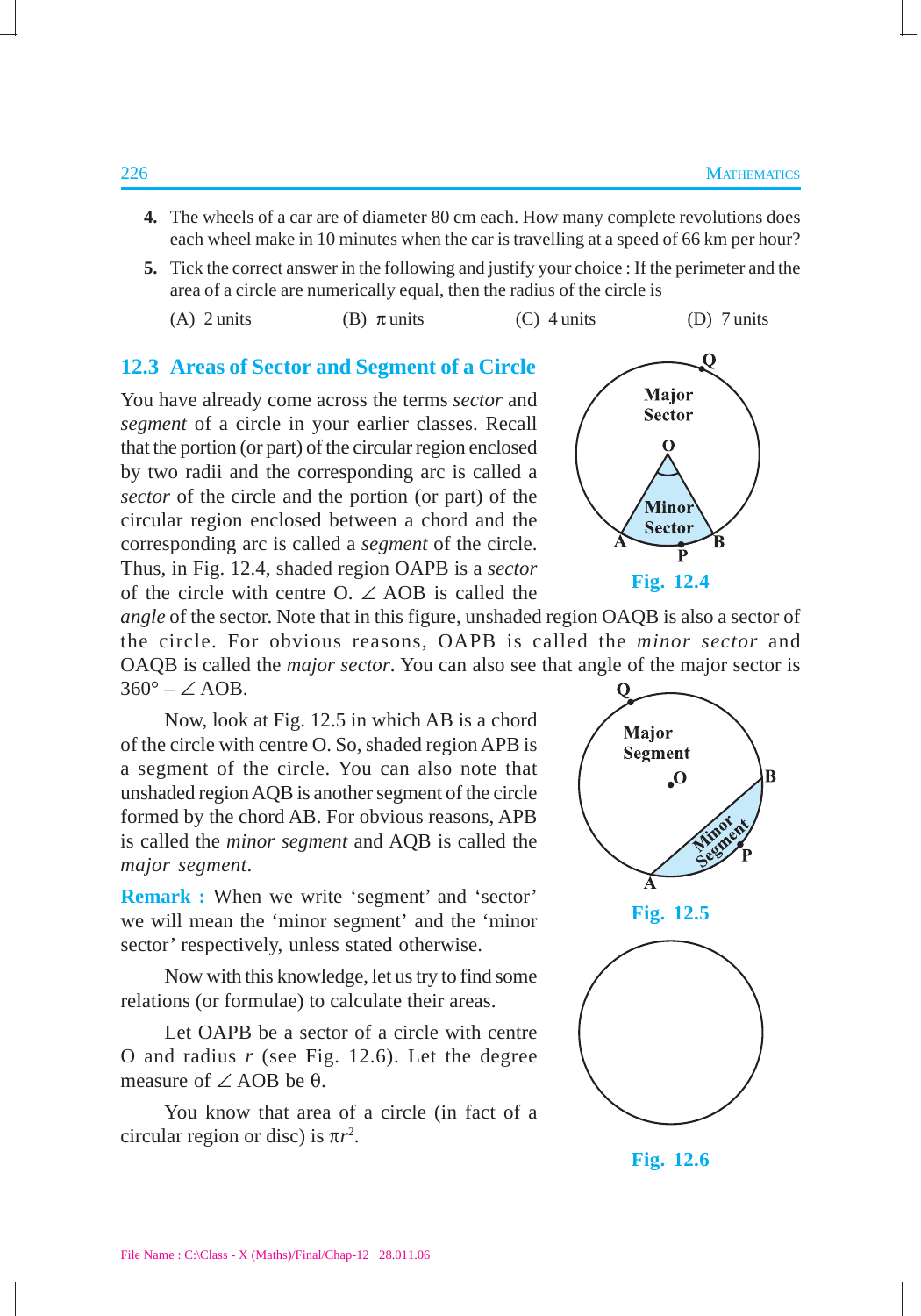4. The wheels of a car are of diameter 80 cm each. How many complete revolutions does each wheel make in 10 minutes when the car is travelling at a speed of 66 km per hour?

5. Tick the correct answer in the following and justify your choice : If the perimeter and the area of a circle are numerically equal, then the radius of the circle is

   (A) 2 units (B) $\pi$ units (C) 4 units (D) 7 units

## 12.3 Areas of Sector and Segment of a Circle

You have already come across the terms *sector* and *segment* of a circle in your earlier classes. Recall that the portion (or part) of the circular region enclosed by two radii and the corresponding arc is called a *sector* of the circle and the portion (or part) of the circular region enclosed between a chord and the corresponding arc is called a *segment* of the circle. Thus, in Fig. 12.4, shaded region OAPB is a *sector* of the circle with centre O. $\angle$ AOB is called the *angle* of the sector. Note that in this figure, unshaded region OAQB is also a sector of the circle. For obvious reasons, OAPB is called the *minor sector* and OAQB is called the *major sector*. You can also see that angle of the major sector is $360° - \angle$ AOB.

Major Sector
Minor Sector
Q O A B P

Fig. 12.4

Now, look at Fig. 12.5 in which AB is a chord of the circle with centre O. So, shaded region APB is a segment of the circle. You can also note that unshaded region AQB is another segment of the circle formed by the chord AB. For obvious reasons, APB is called the *minor segment* and AQB is called the *major segment*.

Major Segment
Minor Segment
Q O A B P

Fig. 12.5

**Remark :** When we write 'segment' and 'sector' we will mean the 'minor segment' and the 'minor sector' respectively, unless stated otherwise.

Now with this knowledge, let us try to find some relations (or formulae) to calculate their areas.

Let OAPB be a sector of a circle with centre O and radius $r$ (see Fig. 12.6). Let the degree measure of $\angle$ AOB be $\theta$.

You know that area of a circle (in fact of a circular region or disc) is $\pi r^2$.

Fig. 12.6